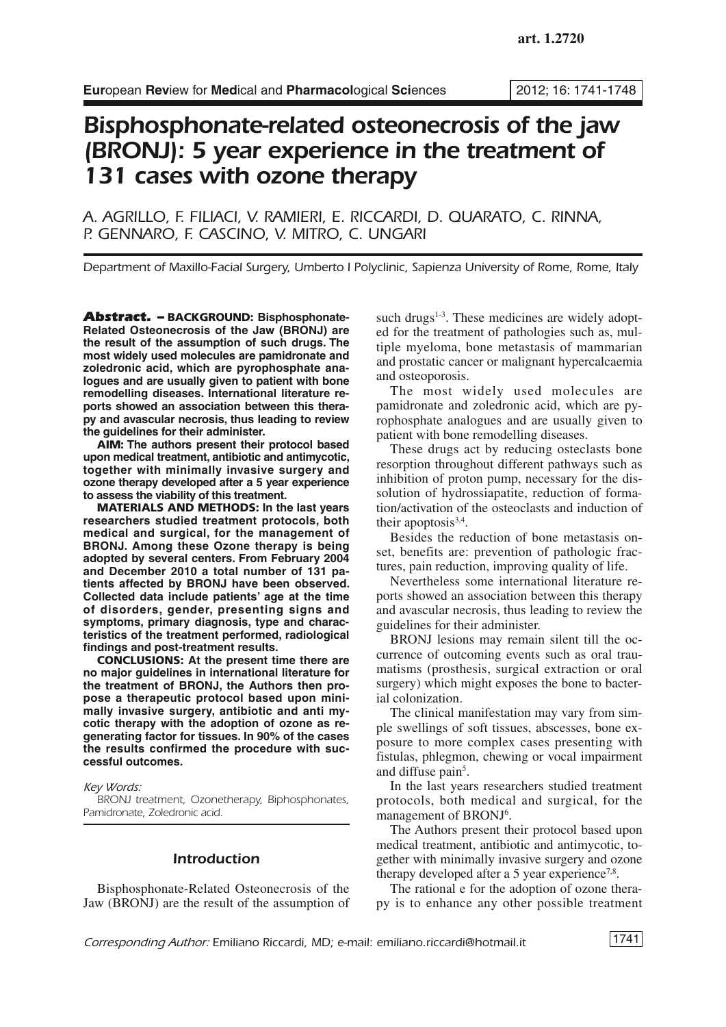art. 1.2720

# Bisphosphonate-related osteonecrosis of the jaw (BRONJ): 5 year experience in the treatment of 131 cases with ozone therapy

A. AGRILLO, F. FILIACI, V. RAMIERI, E. RICCARDI, D. QUARATO, C. RINNA, P. GENNARO, F. CASCINO, V. MITRO, C. UNGARI

*Department of Maxillo-Facial Surgery, Umberto I Polyclinic, Sapienza University of Rome, Rome, Italy*

**Abstract. – BACKGROUND: Bisphosphonate-Related Osteonecrosis of the Jaw (BRONJ) are the result of the assumption of such drugs. The most widely used molecules are pamidronate and zoledronic acid, which are pyrophosphate analogues and are usually given to patient with bone remodelling diseases. International literature reports showed an association between this therapy and avascular necrosis, thus leading to review the guidelines for their administer.**

**AIM: The authors present their protocol based upon medical treatment, antibiotic and antimycotic, together with minimally invasive surgery and ozone therapy developed after a 5 year experience to assess the viability of this treatment.**

**MATERIALS AND METHODS: In the last years researchers studied treatment protocols, both medical and surgical, for the management of BRONJ. Among these Ozone therapy is being adopted by several centers. From February 2004 and December 2010 a total number of 131 patients affected by BRONJ have been observed. Collected data include patients' age at the time of disorders, gender, presenting signs and symptoms, primary diagnosis, type and characteristics of the treatment performed, radiological findings and post-treatment results.**

**CONCLUSIONS: At the present time there are no major guidelines in international literature for the treatment of BRONJ, the Authors then propose a therapeutic protocol based upon minimally invasive surgery, antibiotic and anti mycotic therapy with the adoption of ozone as regenerating factor for tissues. In 90% of the cases the results confirmed the procedure with successful outcomes.**

*Key Words:*

BRONJ treatment, Ozonetherapy, Biphosphonates, Pamidronate, Zoledronic acid.

## Introduction

Bisphosphonate-Related Osteonecrosis of the Jaw (BRONJ) are the result of the assumption of such drugs[1-3]. These medicines are widely adopted for the treatment of pathologies such as, multiple myeloma, bone metastasis of mammarian and prostatic cancer or malignant hypercalcaemia and osteoporosis.

The most widely used molecules are pamidronate and zoledronic acid, which are pyrophosphate analogues and are usually given to patient with bone remodelling diseases.

These drugs act by reducing osteoclasts bone resorption throughout different pathways such as inhibition of proton pump, necessary for the dissolution of hydrossiapatite, reduction of formation/activation of the osteoclasts and induction of their apoptosis[3,4].

Besides the reduction of bone metastasis onset, benefits are: prevention of pathologic fractures, pain reduction, improving quality of life.

Nevertheless some international literature reports showed an association between this therapy and avascular necrosis, thus leading to review the guidelines for their administer.

BRONJ lesions may remain silent till the occurrence of outcoming events such as oral traumatisms (prosthesis, surgical extraction or oral surgery) which might exposes the bone to bacterial colonization.

The clinical manifestation may vary from simple swellings of soft tissues, abscesses, bone exposure to more complex cases presenting with fistulas, phlegmon, chewing or vocal impairment and diffuse pain[5].

In the last years researchers studied treatment protocols, both medical and surgical, for the management of BRONJ[6].

The Authors present their protocol based upon medical treatment, antibiotic and antimycotic, together with minimally invasive surgery and ozone therapy developed after a 5 year experience[7,8].

The rational e for the adoption of ozone therapy is to enhance any other possible treatment

*Corresponding Author:* Emiliano Riccardi, MD; e-mail: emiliano.riccardi@hotmail.it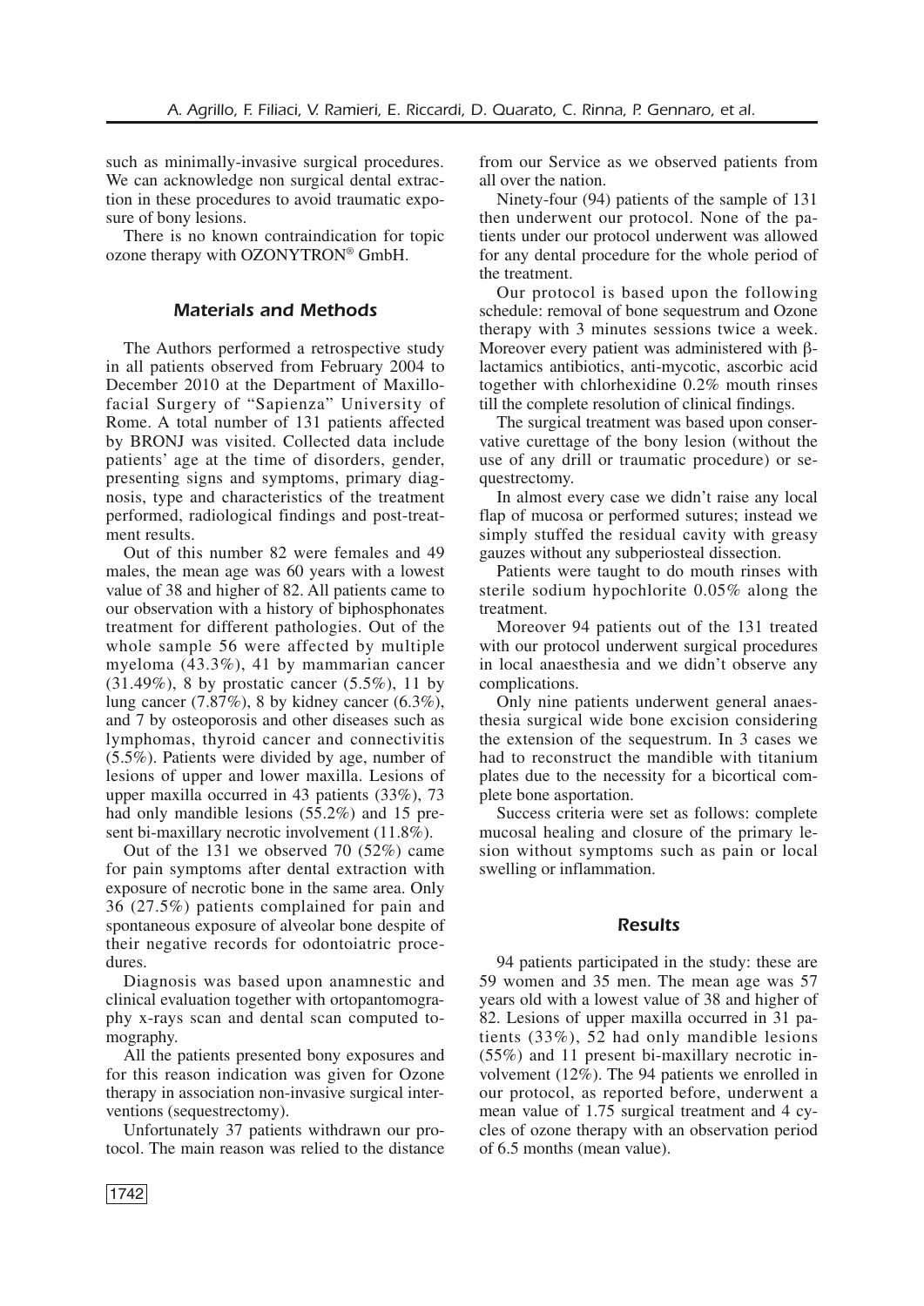such as minimally-invasive surgical procedures. We can acknowledge non surgical dental extraction in these procedures to avoid traumatic exposure of bony lesions.

There is no known contraindication for topic ozone therapy with OZONYTRON® GmbH.

## Materials and Methods

The Authors performed a retrospective study in all patients observed from February 2004 to December 2010 at the Department of Maxillofacial Surgery of "Sapienza" University of Rome. A total number of 131 patients affected by BRONJ was visited. Collected data include patients' age at the time of disorders, gender, presenting signs and symptoms, primary diagnosis, type and characteristics of the treatment performed, radiological findings and post-treatment results.

Out of this number 82 were females and 49 males, the mean age was 60 years with a lowest value of 38 and higher of 82. All patients came to our observation with a history of biphosphonates treatment for different pathologies. Out of the whole sample 56 were affected by multiple myeloma (43.3%), 41 by mammarian cancer (31.49%), 8 by prostatic cancer (5.5%), 11 by lung cancer (7.87%), 8 by kidney cancer (6.3%), and 7 by osteoporosis and other diseases such as lymphomas, thyroid cancer and connectivitis (5.5%). Patients were divided by age, number of lesions of upper and lower maxilla. Lesions of upper maxilla occurred in 43 patients (33%), 73 had only mandible lesions (55.2%) and 15 present bi-maxillary necrotic involvement (11.8%).

Out of the 131 we observed 70 (52%) came for pain symptoms after dental extraction with exposure of necrotic bone in the same area. Only 36 (27.5%) patients complained for pain and spontaneous exposure of alveolar bone despite of their negative records for odontoiatric procedures.

Diagnosis was based upon anamnestic and clinical evaluation together with ortopantomography x-rays scan and dental scan computed tomography.

All the patients presented bony exposures and for this reason indication was given for Ozone therapy in association non-invasive surgical interventions (sequestrectomy).

Unfortunately 37 patients withdrawn our protocol. The main reason was relied to the distance from our Service as we observed patients from all over the nation.

Ninety-four (94) patients of the sample of 131 then underwent our protocol. None of the patients under our protocol underwent was allowed for any dental procedure for the whole period of the treatment.

Our protocol is based upon the following schedule: removal of bone sequestrum and Ozone therapy with 3 minutes sessions twice a week. Moreover every patient was administered with β-lactamics antibiotics, anti-mycotic, ascorbic acid together with chlorhexidine 0.2% mouth rinses till the complete resolution of clinical findings.

The surgical treatment was based upon conservative curettage of the bony lesion (without the use of any drill or traumatic procedure) or sequestrectomy.

In almost every case we didn't raise any local flap of mucosa or performed sutures; instead we simply stuffed the residual cavity with greasy gauzes without any subperiosteal dissection.

Patients were taught to do mouth rinses with sterile sodium hypochlorite 0.05% along the treatment.

Moreover 94 patients out of the 131 treated with our protocol underwent surgical procedures in local anaesthesia and we didn't observe any complications.

Only nine patients underwent general anaesthesia surgical wide bone excision considering the extension of the sequestrum. In 3 cases we had to reconstruct the mandible with titanium plates due to the necessity for a bicortical complete bone asportation.

Success criteria were set as follows: complete mucosal healing and closure of the primary lesion without symptoms such as pain or local swelling or inflammation.

## Results

94 patients participated in the study: these are 59 women and 35 men. The mean age was 57 years old with a lowest value of 38 and higher of 82. Lesions of upper maxilla occurred in 31 patients (33%), 52 had only mandible lesions (55%) and 11 present bi-maxillary necrotic involvement (12%). The 94 patients we enrolled in our protocol, as reported before, underwent a mean value of 1.75 surgical treatment and 4 cycles of ozone therapy with an observation period of 6.5 months (mean value).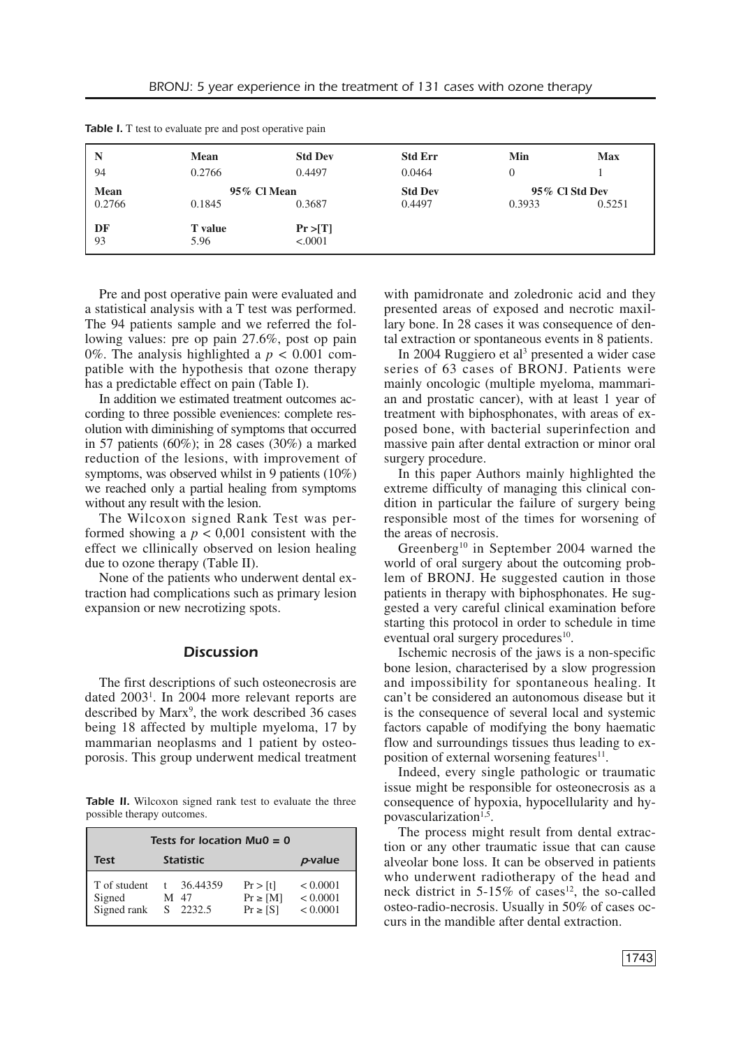**Table I.** T test to evaluate pre and post operative pain

| N | Mean | Std Dev | Std Err | Min | Max |
|---|---|---|---|---|---|
| 94 | 0.2766 | 0.4497 | 0.0464 | 0 | 1 |
| **Mean** | **95% Cl Mean** | | **Std Dev** | **95% Cl Std Dev** | |
| 0.2766 | 0.1845 | 0.3687 | 0.4497 | 0.3933 | 0.5251 |
| **DF** | **T value** | **Pr >[T]** | | | |
| 93 | 5.96 | <.0001 | | | |

Pre and post operative pain were evaluated and a statistical analysis with a T test was performed. The 94 patients sample and we referred the following values: pre op pain 27.6%, post op pain 0%. The analysis highlighted a $p < 0.001$ compatible with the hypothesis that ozone therapy has a predictable effect on pain (Table I).

In addition we estimated treatment outcomes according to three possible eveniences: complete resolution with diminishing of symptoms that occurred in 57 patients (60%); in 28 cases (30%) a marked reduction of the lesions, with improvement of symptoms, was observed whilst in 9 patients (10%) we reached only a partial healing from symptoms without any result with the lesion.

The Wilcoxon signed Rank Test was performed showing a $p < 0,001$ consistent with the effect we cllinically observed on lesion healing due to ozone therapy (Table II).

None of the patients who underwent dental extraction had complications such as primary lesion expansion or new necrotizing spots.

## Discussion

The first descriptions of such osteonecrosis are dated 2003[1]. In 2004 more relevant reports are described by Marx[9], the work described 36 cases being 18 affected by multiple myeloma, 17 by mammarian neoplasms and 1 patient by osteoporosis. This group underwent medical treatment with pamidronate and zoledronic acid and they presented areas of exposed and necrotic maxillary bone. In 28 cases it was consequence of dental extraction or spontaneous events in 8 patients.

**Table II.** Wilcoxon signed rank test to evaluate the three possible therapy outcomes.

| *Tests for location Mu0 = 0* | | | | |
|---|---|---|---|---|
| **Test** | **Statistic** | | | ***p*-value** |
| T of student | t | 36.44359 | Pr > [t] | < 0.0001 |
| Signed | M | 47 | Pr ≥ [M] | < 0.0001 |
| Signed rank | S | 2232.5 | Pr ≥ [S] | < 0.0001 |

In 2004 Ruggiero et al[3] presented a wider case series of 63 cases of BRONJ. Patients were mainly oncologic (multiple myeloma, mammarian and prostatic cancer), with at least 1 year of treatment with biphosphonates, with areas of exposed bone, with bacterial superinfection and massive pain after dental extraction or minor oral surgery procedure.

In this paper Authors mainly highlighted the extreme difficulty of managing this clinical condition in particular the failure of surgery being responsible most of the times for worsening of the areas of necrosis.

Greenberg[10] in September 2004 warned the world of oral surgery about the outcoming problem of BRONJ. He suggested caution in those patients in therapy with biphosphonates. He suggested a very careful clinical examination before starting this protocol in order to schedule in time eventual oral surgery procedures[10].

Ischemic necrosis of the jaws is a non-specific bone lesion, characterised by a slow progression and impossibility for spontaneous healing. It can't be considered an autonomous disease but it is the consequence of several local and systemic factors capable of modifying the bony haematic flow and surroundings tissues thus leading to exposition of external worsening features[11].

Indeed, every single pathologic or traumatic issue might be responsible for osteonecrosis as a consequence of hypoxia, hypocellularity and hypovascularization[1,5].

The process might result from dental extraction or any other traumatic issue that can cause alveolar bone loss. It can be observed in patients who underwent radiotherapy of the head and neck district in 5-15% of cases[12], the so-called osteo-radio-necrosis. Usually in 50% of cases occurs in the mandible after dental extraction.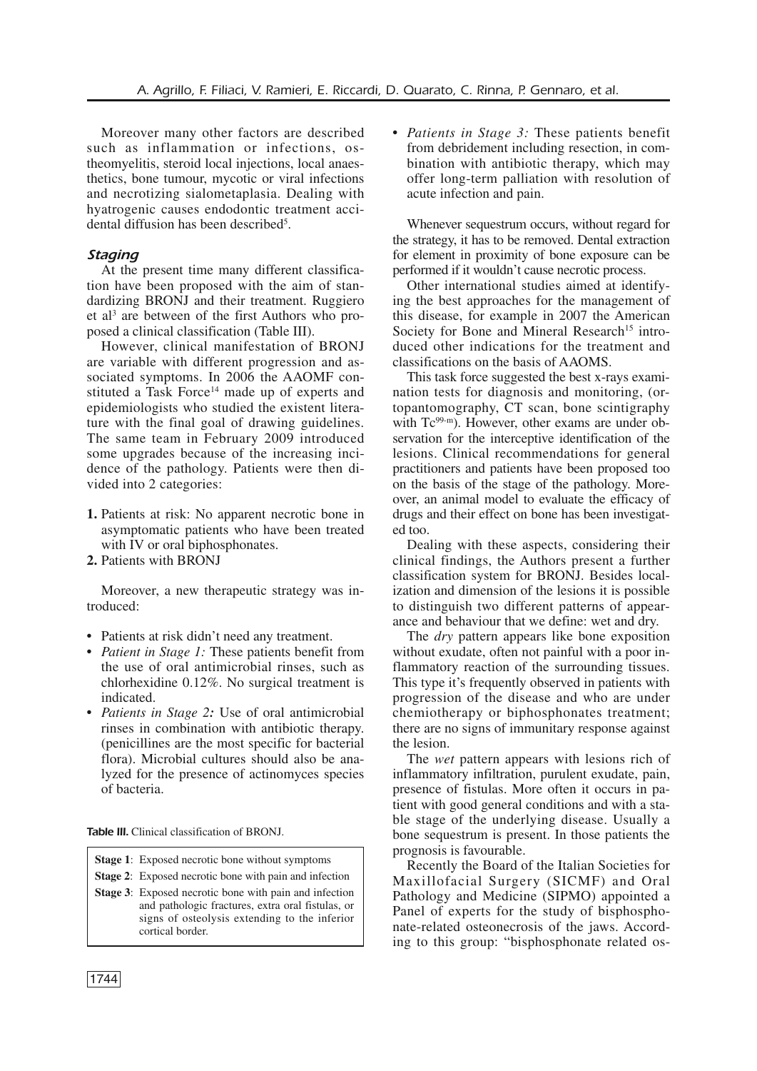Moreover many other factors are described such as inflammation or infections, ostheomyelitis, steroid local injections, local anaesthetics, bone tumour, mycotic or viral infections and necrotizing sialometaplasia. Dealing with hyatrogenic causes endodontic treatment accidental diffusion has been described[5].

### *Staging*

At the present time many different classification have been proposed with the aim of standardizing BRONJ and their treatment. Ruggiero et al[3] are between of the first Authors who proposed a clinical classification (Table III).

However, clinical manifestation of BRONJ are variable with different progression and associated symptoms. In 2006 the AAOMF constituted a Task Force[14] made up of experts and epidemiologists who studied the existent literature with the final goal of drawing guidelines. The same team in February 2009 introduced some upgrades because of the increasing incidence of the pathology. Patients were then divided into 2 categories:

1. Patients at risk: No apparent necrotic bone in asymptomatic patients who have been treated with IV or oral biphosphonates.
2. Patients with BRONJ

Moreover, a new therapeutic strategy was introduced:

- Patients at risk didn't need any treatment.
- *Patient in Stage 1:* These patients benefit from the use of oral antimicrobial rinses, such as chlorhexidine 0.12%. No surgical treatment is indicated.
- *Patients in Stage 2:* Use of oral antimicrobial rinses in combination with antibiotic therapy. (penicillines are the most specific for bacterial flora). Microbial cultures should also be analyzed for the presence of actinomyces species of bacteria.
- *Patients in Stage 3:* These patients benefit from debridement including resection, in combination with antibiotic therapy, which may offer long-term palliation with resolution of acute infection and pain.

**Table III.** Clinical classification of BRONJ.

| Stage | Description |
|---|---|
| **Stage 1** | Exposed necrotic bone without symptoms |
| **Stage 2** | Exposed necrotic bone with pain and infection |
| **Stage 3** | Exposed necrotic bone with pain and infection and pathologic fractures, extra oral fistulas, or signs of osteolysis extending to the inferior cortical border. |

Whenever sequestrum occurs, without regard for the strategy, it has to be removed. Dental extraction for element in proximity of bone exposure can be performed if it wouldn't cause necrotic process.

Other international studies aimed at identifying the best approaches for the management of this disease, for example in 2007 the American Society for Bone and Mineral Research[15] introduced other indications for the treatment and classifications on the basis of AAOMS.

This task force suggested the best x-rays examination tests for diagnosis and monitoring, (ortopantomography, CT scan, bone scintigraphy with $Tc^{99\text{-}m}$). However, other exams are under observation for the interceptive identification of the lesions. Clinical recommendations for general practitioners and patients have been proposed too on the basis of the stage of the pathology. Moreover, an animal model to evaluate the efficacy of drugs and their effect on bone has been investigated too.

Dealing with these aspects, considering their clinical findings, the Authors present a further classification system for BRONJ. Besides localization and dimension of the lesions it is possible to distinguish two different patterns of appearance and behaviour that we define: wet and dry.

The *dry* pattern appears like bone exposition without exudate, often not painful with a poor inflammatory reaction of the surrounding tissues. This type it's frequently observed in patients with progression of the disease and who are under chemiotherapy or biphosphonates treatment; there are no signs of immunitary response against the lesion.

The *wet* pattern appears with lesions rich of inflammatory infiltration, purulent exudate, pain, presence of fistulas. More often it occurs in patient with good general conditions and with a stable stage of the underlying disease. Usually a bone sequestrum is present. In those patients the prognosis is favourable.

Recently the Board of the Italian Societies for Maxillofacial Surgery (SICMF) and Oral Pathology and Medicine (SIPMO) appointed a Panel of experts for the study of bisphosphonate-related osteonecrosis of the jaws. According to this group: "bisphosphonate related os-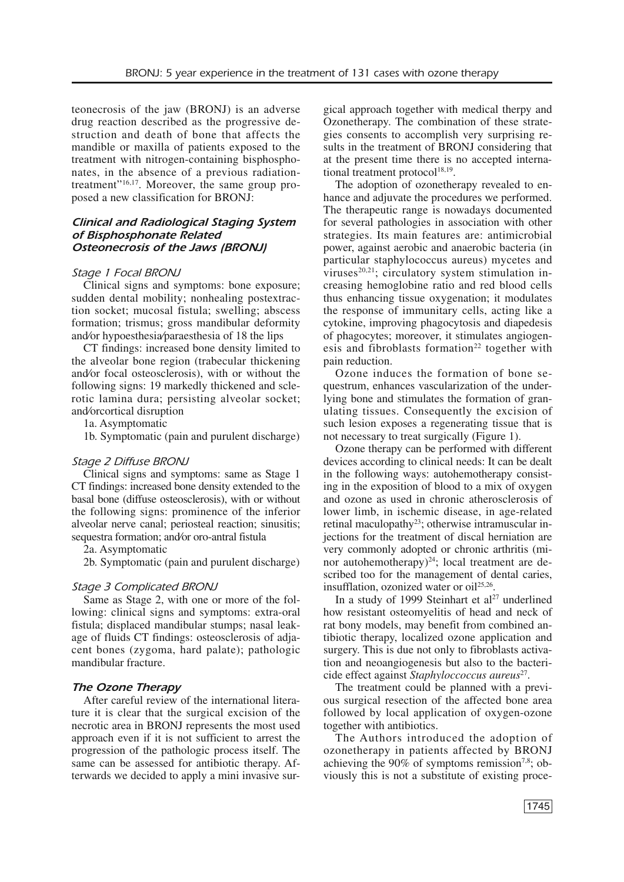teonecrosis of the jaw (BRONJ) is an adverse drug reaction described as the progressive destruction and death of bone that affects the mandible or maxilla of patients exposed to the treatment with nitrogen-containing bisphosphonates, in the absence of a previous radiation-treatment"[16,17]. Moreover, the same group proposed a new classification for BRONJ:

### *Clinical and Radiological Staging System of Bisphosphonate Related Osteonecrosis of the Jaws (BRONJ)*

*Stage 1 Focal BRONJ*

Clinical signs and symptoms: bone exposure; sudden dental mobility; nonhealing postextraction socket; mucosal fistula; swelling; abscess formation; trismus; gross mandibular deformity and/or hypoesthesia/paraesthesia of 18 the lips

CT findings: increased bone density limited to the alveolar bone region (trabecular thickening and/or focal osteosclerosis), with or without the following signs: 19 markedly thickened and sclerotic lamina dura; persisting alveolar socket; and/orcortical disruption

1a. Asymptomatic

1b. Symptomatic (pain and purulent discharge)

*Stage 2 Diffuse BRONJ*

Clinical signs and symptoms: same as Stage 1 CT findings: increased bone density extended to the basal bone (diffuse osteosclerosis), with or without the following signs: prominence of the inferior alveolar nerve canal; periosteal reaction; sinusitis; sequestra formation; and/or oro-antral fistula

2a. Asymptomatic

2b. Symptomatic (pain and purulent discharge)

*Stage 3 Complicated BRONJ*

Same as Stage 2, with one or more of the following: clinical signs and symptoms: extra-oral fistula; displaced mandibular stumps; nasal leakage of fluids CT findings: osteosclerosis of adjacent bones (zygoma, hard palate); pathologic mandibular fracture.

### *The Ozone Therapy*

After careful review of the international literature it is clear that the surgical excision of the necrotic area in BRONJ represents the most used approach even if it is not sufficient to arrest the progression of the pathologic process itself. The same can be assessed for antibiotic therapy. Afterwards we decided to apply a mini invasive surgical approach together with medical therpy and Ozonetherapy. The combination of these strategies consents to accomplish very surprising results in the treatment of BRONJ considering that at the present time there is no accepted international treatment protocol[18,19].

The adoption of ozonetherapy revealed to enhance and adjuvate the procedures we performed. The therapeutic range is nowadays documented for several pathologies in association with other strategies. Its main features are: antimicrobial power, against aerobic and anaerobic bacteria (in particular staphylococcus aureus) mycetes and viruses[20,21]; circulatory system stimulation increasing hemoglobine ratio and red blood cells thus enhancing tissue oxygenation; it modulates the response of immunitary cells, acting like a cytokine, improving phagocytosis and diapedesis of phagocytes; moreover, it stimulates angiogenesis and fibroblasts formation[22] together with pain reduction.

Ozone induces the formation of bone sequestrum, enhances vascularization of the underlying bone and stimulates the formation of granulating tissues. Consequently the excision of such lesion exposes a regenerating tissue that is not necessary to treat surgically (Figure 1).

Ozone therapy can be performed with different devices according to clinical needs: It can be dealt in the following ways: autohemotherapy consisting in the exposition of blood to a mix of oxygen and ozone as used in chronic atherosclerosis of lower limb, in ischemic disease, in age-related retinal maculopathy[23]; otherwise intramuscular injections for the treatment of discal herniation are very commonly adopted or chronic arthritis (minor autohemotherapy)[24]; local treatment are described too for the management of dental caries, insufflation, ozonized water or oil[25,26].

In a study of 1999 Steinhart et al[27] underlined how resistant osteomyelitis of head and neck of rat bony models, may benefit from combined antibiotic therapy, localized ozone application and surgery. This is due not only to fibroblasts activation and neoangiogenesis but also to the bactericide effect against *Staphyloccoccus aureus*[27].

The treatment could be planned with a previous surgical resection of the affected bone area followed by local application of oxygen-ozone together with antibiotics.

The Authors introduced the adoption of ozonetherapy in patients affected by BRONJ achieving the 90% of symptoms remission[7,8]; obviously this is not a substitute of existing proce-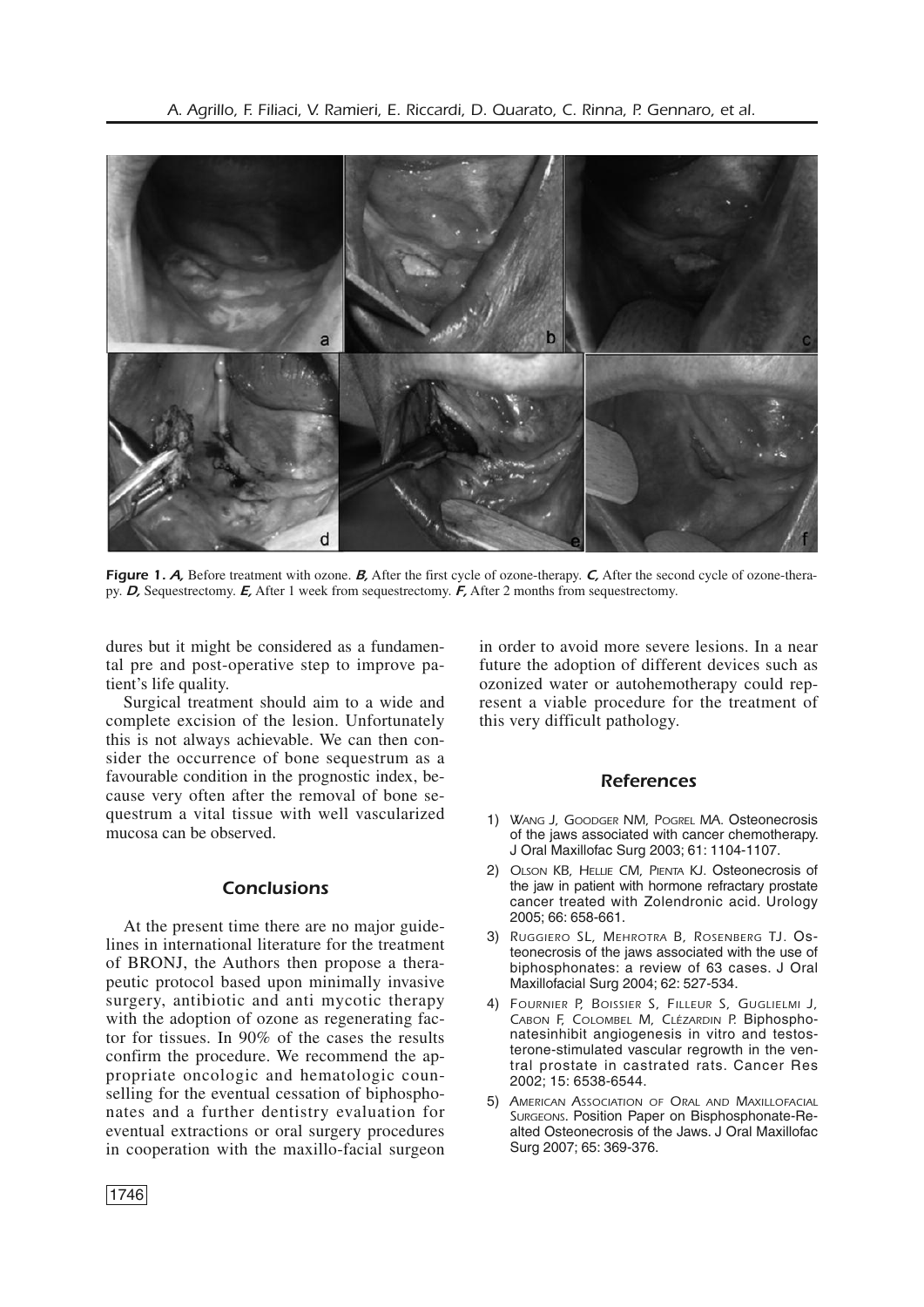**Figure 1.** ***A,*** Before treatment with ozone. ***B,*** After the first cycle of ozone-therapy. ***C,*** After the second cycle of ozone-therapy. ***D,*** Sequestrectomy. ***E,*** After 1 week from sequestrectomy. ***F,*** After 2 months from sequestrectomy.

dures but it might be considered as a fundamental pre and post-operative step to improve patient's life quality.

Surgical treatment should aim to a wide and complete excision of the lesion. Unfortunately this is not always achievable. We can then consider the occurrence of bone sequestrum as a favourable condition in the prognostic index, because very often after the removal of bone sequestrum a vital tissue with well vascularized mucosa can be observed.

## Conclusions

At the present time there are no major guidelines in international literature for the treatment of BRONJ, the Authors then propose a therapeutic protocol based upon minimally invasive surgery, antibiotic and anti mycotic therapy with the adoption of ozone as regenerating factor for tissues. In 90% of the cases the results confirm the procedure. We recommend the appropriate oncologic and hematologic counselling for the eventual cessation of biphosphonates and a further dentistry evaluation for eventual extractions or oral surgery procedures in cooperation with the maxillo-facial surgeon in order to avoid more severe lesions. In a near future the adoption of different devices such as ozonized water or autohemotherapy could represent a viable procedure for the treatment of this very difficult pathology.

## References

1) Wang J, Goodger NM, Pogrel MA. Osteonecrosis of the jaws associated with cancer chemotherapy. J Oral Maxillofac Surg 2003; 61: 1104-1107.
2) Olson KB, Hellie CM, Pienta KJ. Osteonecrosis of the jaw in patient with hormone refractary prostate cancer treated with Zolendronic acid. Urology 2005; 66: 658-661.
3) Ruggiero SL, Mehrotra B, Rosenberg TJ. Osteonecrosis of the jaws associated with the use of biphosphonates: a review of 63 cases. J Oral Maxillofacial Surg 2004; 62: 527-534.
4) Fournier P, Boissier S, Filleur S, Guglielmi J, Cabon F, Colombel M, Clézardin P. Biphosphonatesinhibit angiogenesis in vitro and testosterone-stimulated vascular regrowth in the ventral prostate in castrated rats. Cancer Res 2002; 15: 6538-6544.
5) American Association of Oral and Maxillofacial Surgeons. Position Paper on Bisphosphonate-Realted Osteonecrosis of the Jaws. J Oral Maxillofac Surg 2007; 65: 369-376.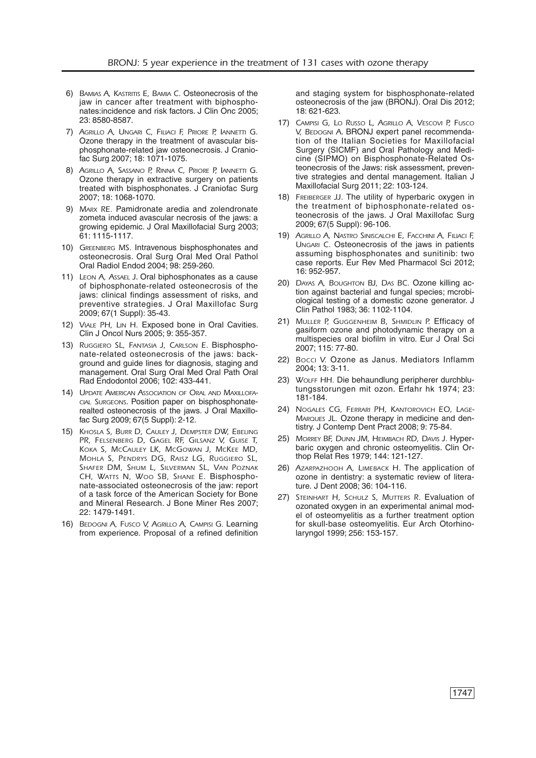6) Bamias A, Kastritis E, Bamia C. Osteonecrosis of the jaw in cancer after treatment with biphosphonates:incidence and risk factors. J Clin Onc 2005; 23: 8580-8587.

7) Agrillo A, Ungari C, Filiaci F, Priore P, Iannetti G. Ozone therapy in the treatment of avascular bisphosphonate-related jaw osteonecrosis. J Craniofac Surg 2007; 18: 1071-1075.

8) Agrillo A, Sassano P, Rinna C, Priore P, Iannetti G. Ozone therapy in extractive surgery on patients treated with bisphosphonates. J Craniofac Surg 2007; 18: 1068-1070.

9) Marx RE. Pamidronate aredia and zolendronate zometa induced avascular necrosis of the jaws: a growing epidemic. J Oral Maxillofacial Surg 2003; 61: 1115-1117.

10) Greenberg MS. Intravenous bisphosphonates and osteonecrosis. Oral Surg Oral Med Oral Pathol Oral Radiol Endod 2004; 98: 259-260.

11) Leon A, Assael J. Oral biphosphonates as a cause of biphosphonate-related osteonecrosis of the jaws: clinical findings assessment of risks, and preventive strategies. J Oral Maxillofac Surg 2009; 67(1 Suppl): 35-43.

12) Viale PH, Lin H. Exposed bone in Oral Cavities. Clin J Oncol Nurs 2005; 9: 355-357.

13) Ruggiero SL, Fantasia J, Carlson E. Bisphosphonate-related osteonecrosis of the jaws: background and guide lines for diagnosis, staging and management. Oral Surg Oral Med Oral Path Oral Rad Endodontol 2006; 102: 433-441.

14) Update American Association of Oral and Maxillofacial Surgeons. Position paper on bisphosphonate-realted osteonecrosis of the jaws. J Oral Maxillofac Surg 2009; 67(5 Suppl): 2-12.

15) Khosla S, Burr D, Cauley J, Dempster DW, Ebeling PR, Felsenberg D, Gagel RF, Gilsanz V, Guise T, Koka S, McCauley LK, McGowan J, McKee MD, Mohla S, Pendrys DG, Raisz LG, Ruggiero SL, Shafer DM, Shum L, Silverman SL, Van Poznak CH, Watts N, Woo SB, Shane E. Bisphosphonate-associated osteonecrosis of the jaw: report of a task force of the American Society for Bone and Mineral Research. J Bone Miner Res 2007; 22: 1479-1491.

16) Bedogni A, Fusco V, Agrillo A, Campisi G. Learning from experience. Proposal of a refined definition and staging system for bisphosphonate-related osteonecrosis of the jaw (BRONJ). Oral Dis 2012; 18: 621-623.

17) Campisi G, Lo Russo L, Agrillo A, Vescovi P, Fusco V, Bedogni A. BRONJ expert panel recommendation of the Italian Societies for Maxillofacial Surgery (SICMF) and Oral Pathology and Medicine (SIPMO) on Bisphosphonate-Related Osteonecrosis of the Jaws: risk assessment, preventive strategies and dental management. Italian J Maxillofacial Surg 2011; 22: 103-124.

18) Freiberger JJ. The utility of hyperbaric oxygen in the treatment of biphosphonate-related osteonecrosis of the jaws. J Oral Maxillofac Surg 2009; 67(5 Suppl): 96-106.

19) Agrillo A, Nastro Siniscalchi E, Facchini A, Filiaci F, Ungari C. Osteonecrosis of the jaws in patients assuming bisphosphonates and sunitinib: two case reports. Eur Rev Med Pharmacol Sci 2012; 16: 952-957.

20) Dayas A, Boughton BJ, Das BC. Ozone killing action against bacterial and fungal species; mcrobiological testing of a domestic ozone generator. J Clin Pathol 1983; 36: 1102-1104.

21) Muller P, Guggenheim B, Shmidlin P. Efficacy of gasiform ozone and photodynamic therapy on a multispecies oral biofilm in vitro. Eur J Oral Sci 2007; 115: 77-80.

22) Bocci V. Ozone as Janus. Mediators Inflamm 2004; 13: 3-11.

23) Wolff HH. Die behaundlung peripherer durchblutungsstorungen mit ozon. Erfahr hk 1974; 23: 181-184.

24) Nogales CG, Ferrari PH, Kantorovich EO, Lage-Marques JL. Ozone therapy in medicine and dentistry. J Contemp Dent Pract 2008; 9: 75-84.

25) Morrey BF, Dunn JM, Heimbach RD, Davis J. Hyperbaric oxygen and chronic osteomyelitis. Clin Orthop Relat Res 1979; 144: 121-127.

26) Azarpazhooh A, Limeback H. The application of ozone in dentistry: a systematic review of literature. J Dent 2008; 36: 104-116.

27) Steinhart H, Schulz S, Mutters R. Evaluation of ozonated oxygen in an experimental animal model of osteomyelitis as a further treatment option for skull-base osteomyelitis. Eur Arch Otorhinolaryngol 1999; 256: 153-157.